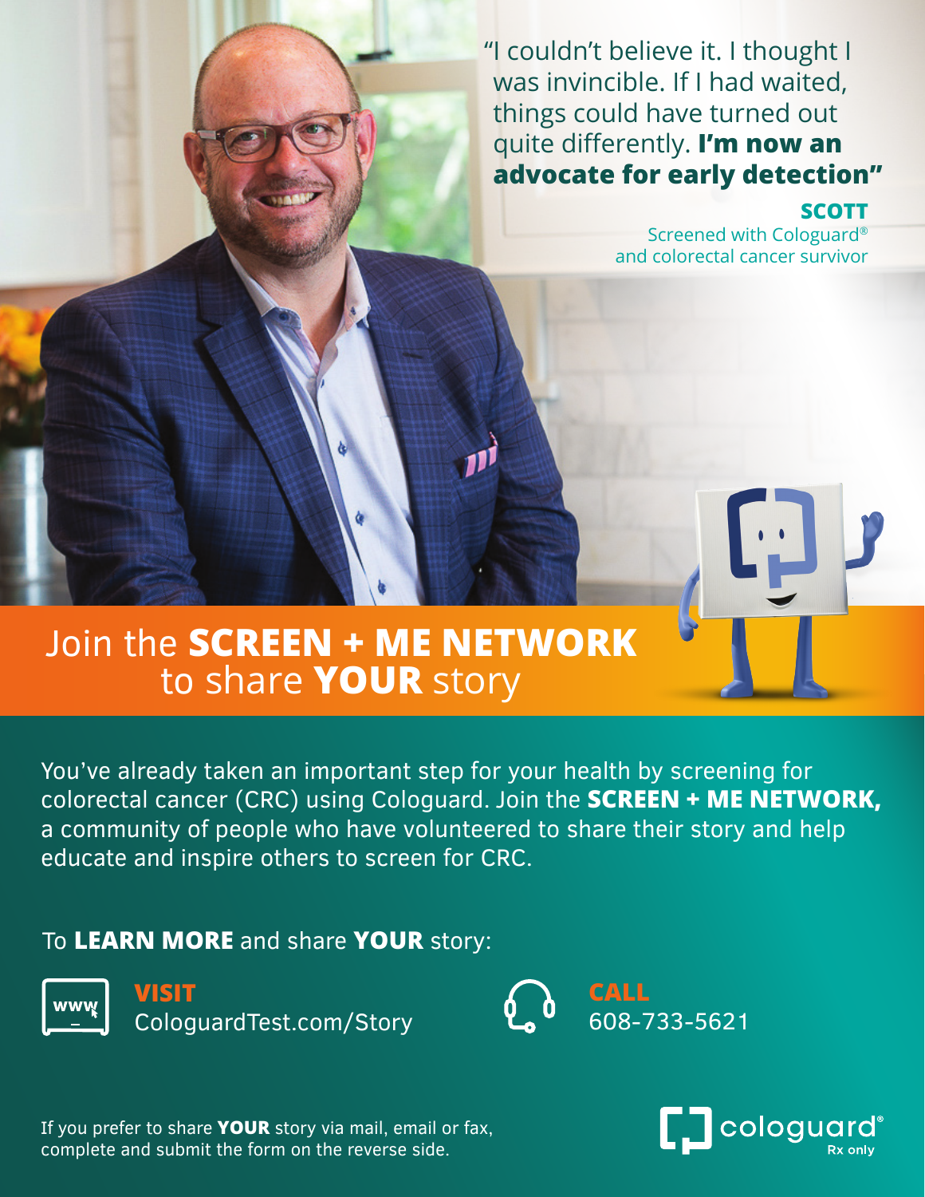"I couldn't believe it. I thought I was invincible. If I had waited, things could have turned out quite differently. **I'm now an advocate for early detection"**

**SCOTT**
Screened with Cologuard® and colorectal cancer survivor

# Join the **SCREEN + ME NETWORK** to share **YOUR** story

You've already taken an important step for your health by screening for colorectal cancer (CRC) using Cologuard. Join the **SCREEN + ME NETWORK,** a community of people who have volunteered to share their story and help educate and inspire others to screen for CRC.

To **LEARN MORE** and share **YOUR** story:

**VISIT**
CologuardTest.com/Story

**CALL**
608-733-5621

If you prefer to share **YOUR** story via mail, email or fax, complete and submit the form on the reverse side.

cologuard®
Rx only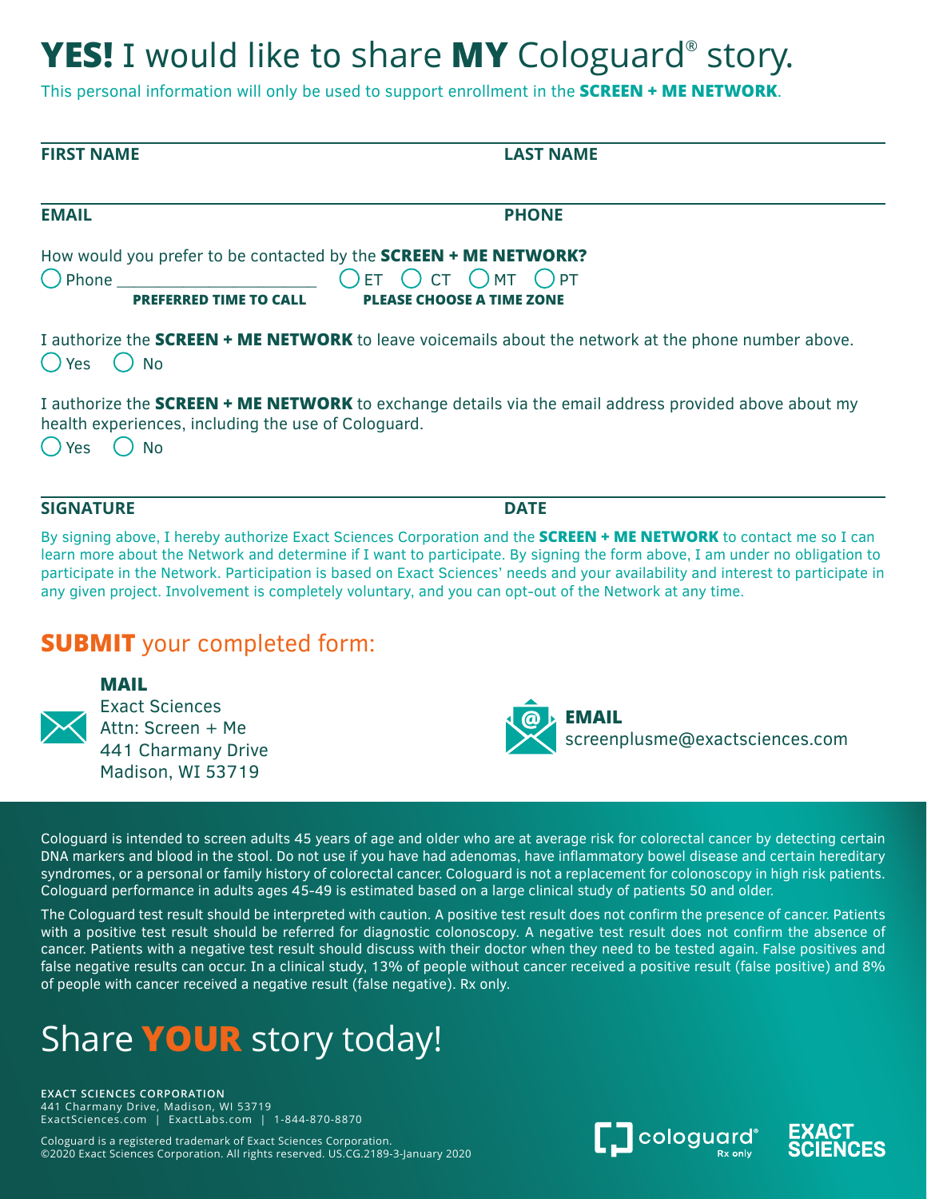# **YES!** I would like to share **MY** Cologuard® story.

This personal information will only be used to support enrollment in the **SCREEN + ME NETWORK**.

**FIRST NAME** **LAST NAME**

**EMAIL** **PHONE**

How would you prefer to be contacted by the **SCREEN + ME NETWORK?**

◯ Phone ______________________ ◯ ET ◯ CT ◯ MT ◯ PT

**PREFERRED TIME TO CALL** **PLEASE CHOOSE A TIME ZONE**

I authorize the **SCREEN + ME NETWORK** to leave voicemails about the network at the phone number above.

◯ Yes ◯ No

I authorize the **SCREEN + ME NETWORK** to exchange details via the email address provided above about my health experiences, including the use of Cologuard.

◯ Yes ◯ No

**SIGNATURE** **DATE**

By signing above, I hereby authorize Exact Sciences Corporation and the **SCREEN + ME NETWORK** to contact me so I can learn more about the Network and determine if I want to participate. By signing the form above, I am under no obligation to participate in the Network. Participation is based on Exact Sciences' needs and your availability and interest to participate in any given project. Involvement is completely voluntary, and you can opt-out of the Network at any time.

## **SUBMIT** your completed form:

**MAIL**
Exact Sciences
Attn: Screen + Me
441 Charmany Drive
Madison, WI 53719

**EMAIL**
screenplusme@exactsciences.com

Cologuard is intended to screen adults 45 years of age and older who are at average risk for colorectal cancer by detecting certain DNA markers and blood in the stool. Do not use if you have had adenomas, have inflammatory bowel disease and certain hereditary syndromes, or a personal or family history of colorectal cancer. Cologuard is not a replacement for colonoscopy in high risk patients. Cologuard performance in adults ages 45-49 is estimated based on a large clinical study of patients 50 and older.

The Cologuard test result should be interpreted with caution. A positive test result does not confirm the presence of cancer. Patients with a positive test result should be referred for diagnostic colonoscopy. A negative test result does not confirm the absence of cancer. Patients with a negative test result should discuss with their doctor when they need to be tested again. False positives and false negative results can occur. In a clinical study, 13% of people without cancer received a positive result (false positive) and 8% of people with cancer received a negative result (false negative). Rx only.

# Share **YOUR** story today!

**EXACT SCIENCES CORPORATION**
441 Charmany Drive, Madison, WI 53719
ExactSciences.com | ExactLabs.com | 1-844-870-8870

Cologuard is a registered trademark of Exact Sciences Corporation.
©2020 Exact Sciences Corporation. All rights reserved. US.CG.2189-3-January 2020

cologuard® Rx only

EXACT SCIENCES